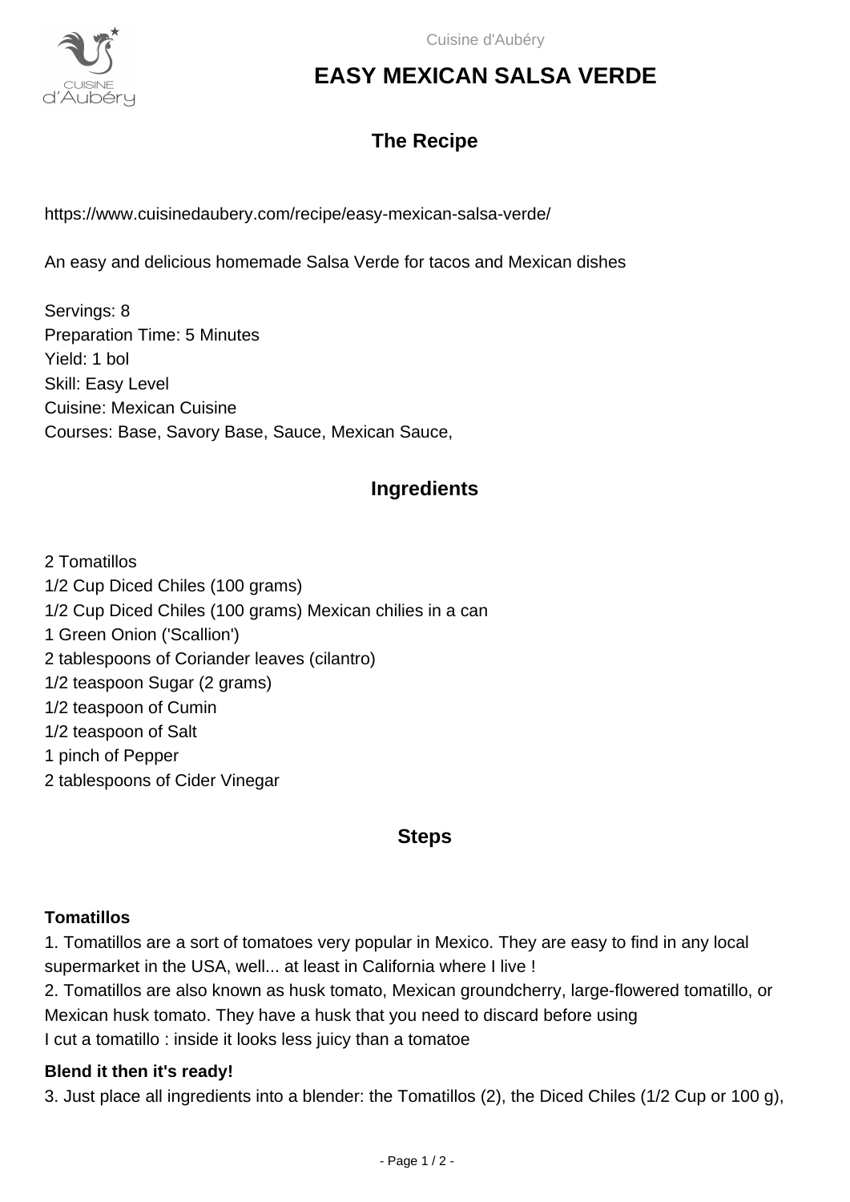# EASY MEXICAN SALSA VERDE

## The Recipe

https://www.cuisinedaubery.com/recipe/easy-mexican-salsa-verde/

An easy and delicious homemade Salsa Verde for tacos and Mexican dishes

Servings: 8
Preparation Time: 5 Minutes
Yield: 1 bol
Skill: Easy Level
Cuisine: Mexican Cuisine
Courses: Base, Savory Base, Sauce, Mexican Sauce,

## Ingredients

2 Tomatillos
1/2 Cup Diced Chiles (100 grams)
1/2 Cup Diced Chiles (100 grams) Mexican chilies in a can
1 Green Onion ('Scallion')
2 tablespoons of Coriander leaves (cilantro)
1/2 teaspoon Sugar (2 grams)
1/2 teaspoon of Cumin
1/2 teaspoon of Salt
1 pinch of Pepper
2 tablespoons of Cider Vinegar

## Steps

**Tomatillos**

1. Tomatillos are a sort of tomatoes very popular in Mexico. They are easy to find in any local supermarket in the USA, well... at least in California where I live !
2. Tomatillos are also known as husk tomato, Mexican groundcherry, large-flowered tomatillo, or Mexican husk tomato. They have a husk that you need to discard before using
I cut a tomatillo : inside it looks less juicy than a tomatoe

**Blend it then it's ready!**

3. Just place all ingredients into a blender: the Tomatillos (2), the Diced Chiles (1/2 Cup or 100 g),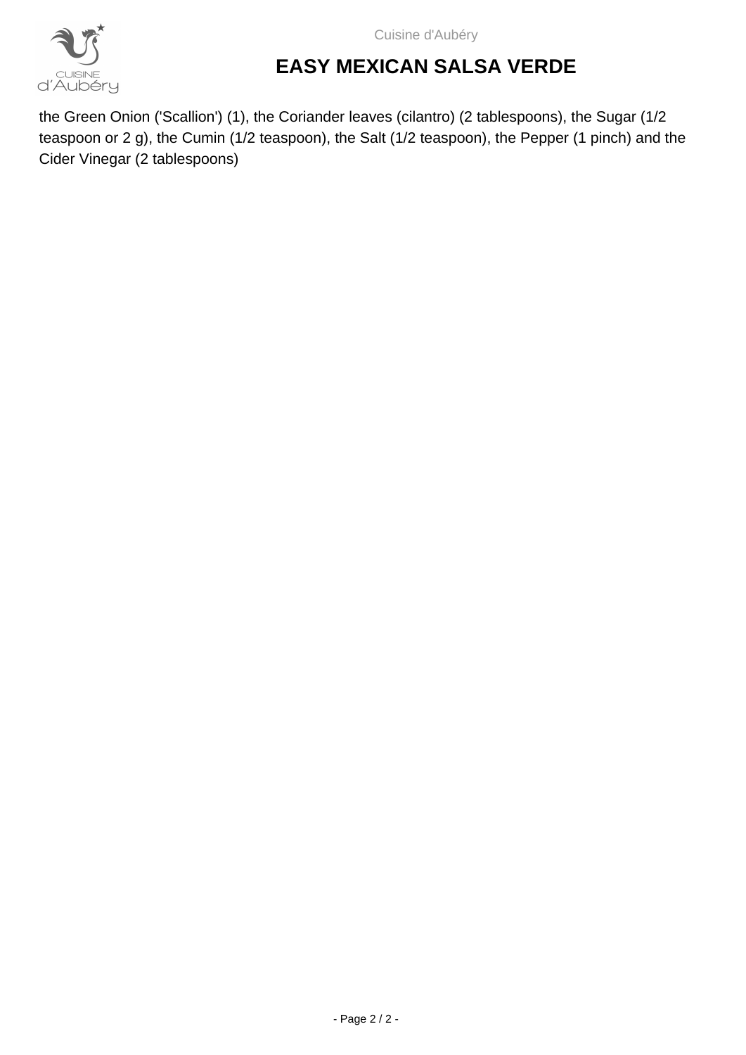# EASY MEXICAN SALSA VERDE

the Green Onion ('Scallion') (1), the Coriander leaves (cilantro) (2 tablespoons), the Sugar (1/2 teaspoon or 2 g), the Cumin (1/2 teaspoon), the Salt (1/2 teaspoon), the Pepper (1 pinch) and the Cider Vinegar (2 tablespoons)